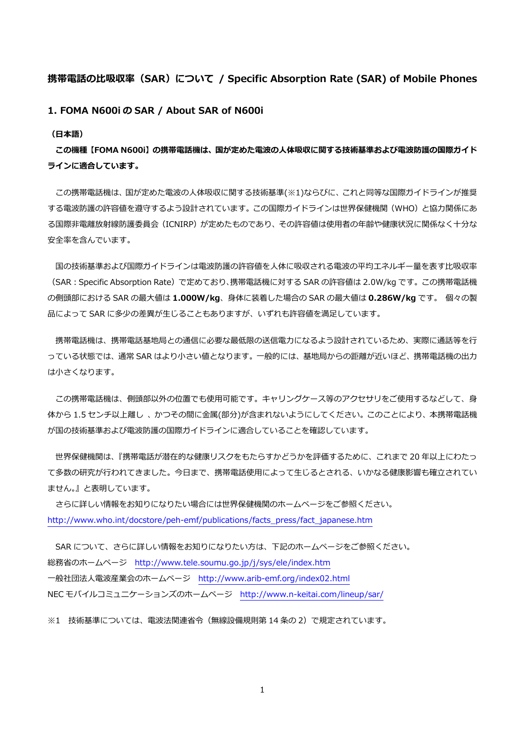# 携帯電話の比吸収率（SAR）について / Specific Absorption Rate (SAR) of Mobile Phones

## 1. FOMA N600i の SAR / About SAR of N600i

**（日本語）**

**この機種【FOMA N600i】の携帯電話機は、国が定めた電波の人体吸収に関する技術基準および電波防護の国際ガイドラインに適合しています。**

この携帯電話機は、国が定めた電波の人体吸収に関する技術基準(※1)ならびに、これと同等な国際ガイドラインが推奨する電波防護の許容値を遵守するよう設計されています。この国際ガイドラインは世界保健機関（WHO）と協力関係にある国際非電離放射線防護委員会（ICNIRP）が定めたものであり、その許容値は使用者の年齢や健康状況に関係なく十分な安全率を含んでいます。

国の技術基準および国際ガイドラインは電波防護の許容値を人体に吸収される電波の平均エネルギー量を表す比吸収率（SAR：Specific Absorption Rate）で定めており、携帯電話機に対する SAR の許容値は 2.0W/kg です。この携帯電話機の側頭部における SAR の最大値は **1.000W/kg**、身体に装着した場合の SAR の最大値は **0.286W/kg** です。 個々の製品によって SAR に多少の差異が生じることもありますが、いずれも許容値を満足しています。

携帯電話機は、携帯電話基地局との通信に必要な最低限の送信電力になるよう設計されているため、実際に通話等を行っている状態では、通常 SAR はより小さい値となります。一般的には、基地局からの距離が近いほど、携帯電話機の出力は小さくなります。

この携帯電話機は、側頭部以外の位置でも使用可能です。キャリングケース等のアクセサリをご使用するなどして、身体から 1.5 センチ以上離し 、かつその間に金属(部分)が含まれないようにしてください。このことにより、本携帯電話機が国の技術基準および電波防護の国際ガイドラインに適合していることを確認しています。

世界保健機関は、『携帯電話が潜在的な健康リスクをもたらすかどうかを評価するために、これまで 20 年以上にわたって多数の研究が行われてきました。今日まで、携帯電話使用によって生じるとされる、いかなる健康影響も確立されていません。』と表明しています。

さらに詳しい情報をお知りになりたい場合には世界保健機関のホームページをご参照ください。
http://www.who.int/docstore/peh-emf/publications/facts_press/fact_japanese.htm

SAR について、さらに詳しい情報をお知りになりたい方は、下記のホームページをご参照ください。
総務省のホームページ　http://www.tele.soumu.go.jp/j/sys/ele/index.htm
一般社団法人電波産業会のホームページ　http://www.arib-emf.org/index02.html
NEC モバイルコミュニケーションズのホームページ　http://www.n-keitai.com/lineup/sar/

※1　技術基準については、電波法関連省令（無線設備規則第 14 条の 2）で規定されています。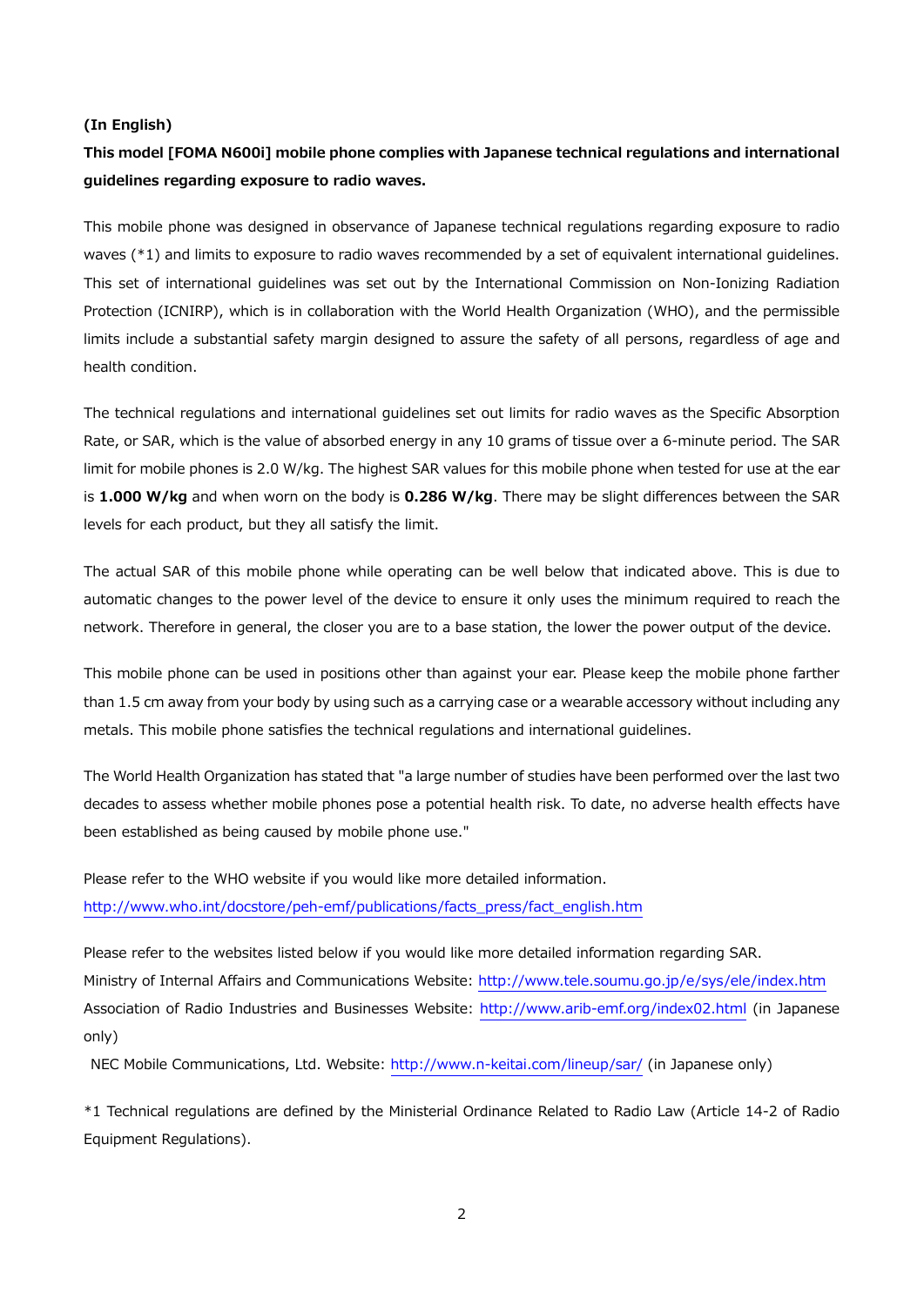**(In English)**

**This model [FOMA N600i] mobile phone complies with Japanese technical regulations and international guidelines regarding exposure to radio waves.**

This mobile phone was designed in observance of Japanese technical regulations regarding exposure to radio waves (*1) and limits to exposure to radio waves recommended by a set of equivalent international guidelines. This set of international guidelines was set out by the International Commission on Non-Ionizing Radiation Protection (ICNIRP), which is in collaboration with the World Health Organization (WHO), and the permissible limits include a substantial safety margin designed to assure the safety of all persons, regardless of age and health condition.

The technical regulations and international guidelines set out limits for radio waves as the Specific Absorption Rate, or SAR, which is the value of absorbed energy in any 10 grams of tissue over a 6-minute period. The SAR limit for mobile phones is 2.0 W/kg. The highest SAR values for this mobile phone when tested for use at the ear is **1.000 W/kg** and when worn on the body is **0.286 W/kg**. There may be slight differences between the SAR levels for each product, but they all satisfy the limit.

The actual SAR of this mobile phone while operating can be well below that indicated above. This is due to automatic changes to the power level of the device to ensure it only uses the minimum required to reach the network. Therefore in general, the closer you are to a base station, the lower the power output of the device.

This mobile phone can be used in positions other than against your ear. Please keep the mobile phone farther than 1.5 cm away from your body by using such as a carrying case or a wearable accessory without including any metals. This mobile phone satisfies the technical regulations and international guidelines.

The World Health Organization has stated that "a large number of studies have been performed over the last two decades to assess whether mobile phones pose a potential health risk. To date, no adverse health effects have been established as being caused by mobile phone use."

Please refer to the WHO website if you would like more detailed information.
http://www.who.int/docstore/peh-emf/publications/facts_press/fact_english.htm

Please refer to the websites listed below if you would like more detailed information regarding SAR.
Ministry of Internal Affairs and Communications Website: http://www.tele.soumu.go.jp/e/sys/ele/index.htm
Association of Radio Industries and Businesses Website: http://www.arib-emf.org/index02.html (in Japanese only)
NEC Mobile Communications, Ltd. Website: http://www.n-keitai.com/lineup/sar/ (in Japanese only)

*1 Technical regulations are defined by the Ministerial Ordinance Related to Radio Law (Article 14-2 of Radio Equipment Regulations).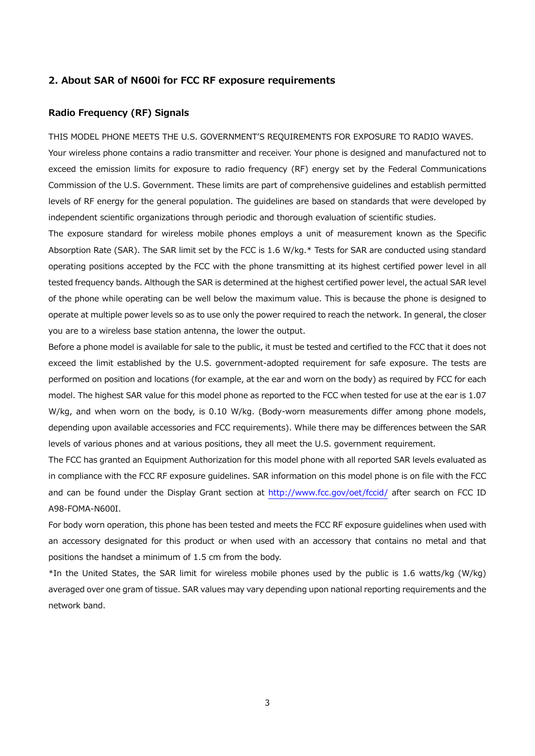## 2. About SAR of N600i for FCC RF exposure requirements

### Radio Frequency (RF) Signals

THIS MODEL PHONE MEETS THE U.S. GOVERNMENT'S REQUIREMENTS FOR EXPOSURE TO RADIO WAVES.
Your wireless phone contains a radio transmitter and receiver. Your phone is designed and manufactured not to exceed the emission limits for exposure to radio frequency (RF) energy set by the Federal Communications Commission of the U.S. Government. These limits are part of comprehensive guidelines and establish permitted levels of RF energy for the general population. The guidelines are based on standards that were developed by independent scientific organizations through periodic and thorough evaluation of scientific studies.

The exposure standard for wireless mobile phones employs a unit of measurement known as the Specific Absorption Rate (SAR). The SAR limit set by the FCC is 1.6 W/kg.* Tests for SAR are conducted using standard operating positions accepted by the FCC with the phone transmitting at its highest certified power level in all tested frequency bands. Although the SAR is determined at the highest certified power level, the actual SAR level of the phone while operating can be well below the maximum value. This is because the phone is designed to operate at multiple power levels so as to use only the power required to reach the network. In general, the closer you are to a wireless base station antenna, the lower the output.

Before a phone model is available for sale to the public, it must be tested and certified to the FCC that it does not exceed the limit established by the U.S. government-adopted requirement for safe exposure. The tests are performed on position and locations (for example, at the ear and worn on the body) as required by FCC for each model. The highest SAR value for this model phone as reported to the FCC when tested for use at the ear is 1.07 W/kg, and when worn on the body, is 0.10 W/kg. (Body-worn measurements differ among phone models, depending upon available accessories and FCC requirements). While there may be differences between the SAR levels of various phones and at various positions, they all meet the U.S. government requirement.

The FCC has granted an Equipment Authorization for this model phone with all reported SAR levels evaluated as in compliance with the FCC RF exposure guidelines. SAR information on this model phone is on file with the FCC and can be found under the Display Grant section at http://www.fcc.gov/oet/fccid/ after search on FCC ID A98-FOMA-N600I.

For body worn operation, this phone has been tested and meets the FCC RF exposure guidelines when used with an accessory designated for this product or when used with an accessory that contains no metal and that positions the handset a minimum of 1.5 cm from the body.

*In the United States, the SAR limit for wireless mobile phones used by the public is 1.6 watts/kg (W/kg) averaged over one gram of tissue. SAR values may vary depending upon national reporting requirements and the network band.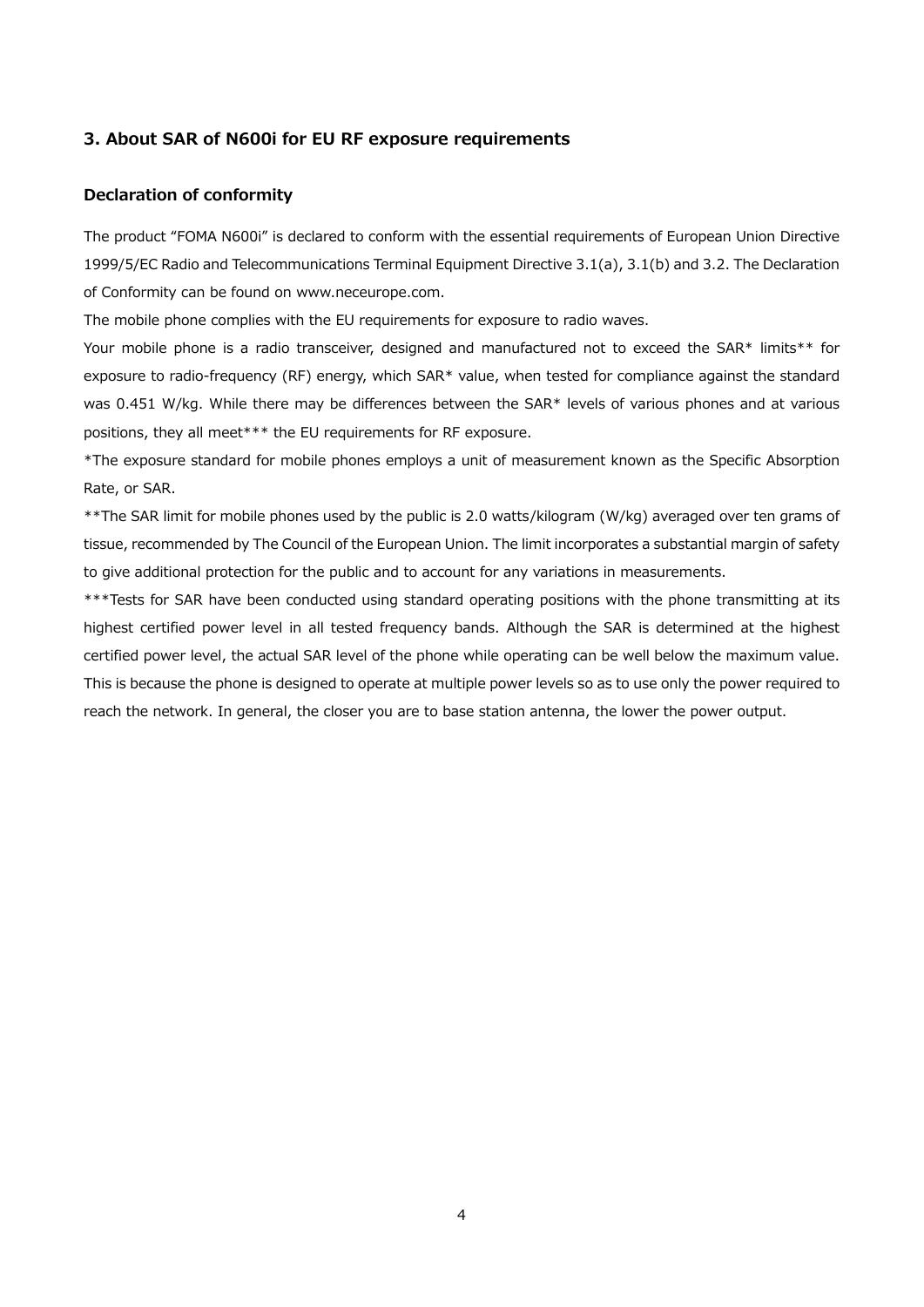## 3. About SAR of N600i for EU RF exposure requirements

### Declaration of conformity

The product "FOMA N600i" is declared to conform with the essential requirements of European Union Directive 1999/5/EC Radio and Telecommunications Terminal Equipment Directive 3.1(a), 3.1(b) and 3.2. The Declaration of Conformity can be found on www.neceurope.com.

The mobile phone complies with the EU requirements for exposure to radio waves.

Your mobile phone is a radio transceiver, designed and manufactured not to exceed the SAR* limits** for exposure to radio-frequency (RF) energy, which SAR* value, when tested for compliance against the standard was 0.451 W/kg. While there may be differences between the SAR* levels of various phones and at various positions, they all meet*** the EU requirements for RF exposure.

*The exposure standard for mobile phones employs a unit of measurement known as the Specific Absorption Rate, or SAR.

**The SAR limit for mobile phones used by the public is 2.0 watts/kilogram (W/kg) averaged over ten grams of tissue, recommended by The Council of the European Union. The limit incorporates a substantial margin of safety to give additional protection for the public and to account for any variations in measurements.

***Tests for SAR have been conducted using standard operating positions with the phone transmitting at its highest certified power level in all tested frequency bands. Although the SAR is determined at the highest certified power level, the actual SAR level of the phone while operating can be well below the maximum value. This is because the phone is designed to operate at multiple power levels so as to use only the power required to reach the network. In general, the closer you are to base station antenna, the lower the power output.